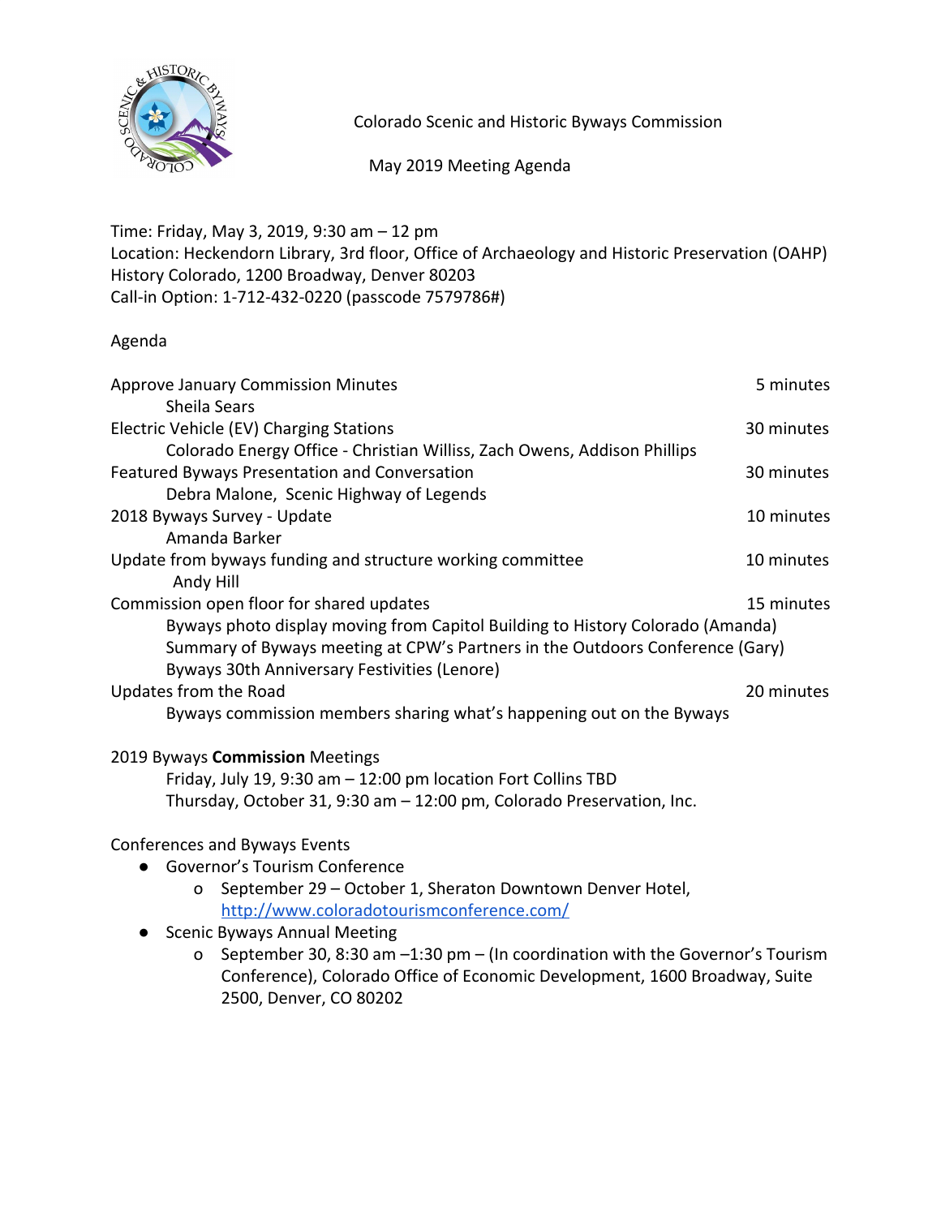# Colorado Scenic and Historic Byways Commission

## May 2019 Meeting Agenda

Time: Friday, May 3, 2019, 9:30 am – 12 pm
Location: Heckendorn Library, 3rd floor, Office of Archaeology and Historic Preservation (OAHP)
History Colorado, 1200 Broadway, Denver 80203
Call-in Option: 1-712-432-0220 (passcode 7579786#)

Agenda

| Item | Time |
| --- | --- |
| Approve January Commission Minutes<br>Sheila Sears | 5 minutes |
| Electric Vehicle (EV) Charging Stations<br>Colorado Energy Office - Christian Williss, Zach Owens, Addison Phillips | 30 minutes |
| Featured Byways Presentation and Conversation<br>Debra Malone, Scenic Highway of Legends | 30 minutes |
| 2018 Byways Survey - Update<br>Amanda Barker | 10 minutes |
| Update from byways funding and structure working committee<br>Andy Hill | 10 minutes |
| Commission open floor for shared updates<br>Byways photo display moving from Capitol Building to History Colorado (Amanda)<br>Summary of Byways meeting at CPW's Partners in the Outdoors Conference (Gary)<br>Byways 30th Anniversary Festivities (Lenore) | 15 minutes |
| Updates from the Road<br>Byways commission members sharing what's happening out on the Byways | 20 minutes |

2019 Byways **Commission** Meetings

Friday, July 19, 9:30 am – 12:00 pm location Fort Collins TBD
Thursday, October 31, 9:30 am – 12:00 pm, Colorado Preservation, Inc.

Conferences and Byways Events

- Governor's Tourism Conference
  - September 29 – October 1, Sheraton Downtown Denver Hotel, http://www.coloradotourismconference.com/
- Scenic Byways Annual Meeting
  - September 30, 8:30 am –1:30 pm – (In coordination with the Governor's Tourism Conference), Colorado Office of Economic Development, 1600 Broadway, Suite 2500, Denver, CO 80202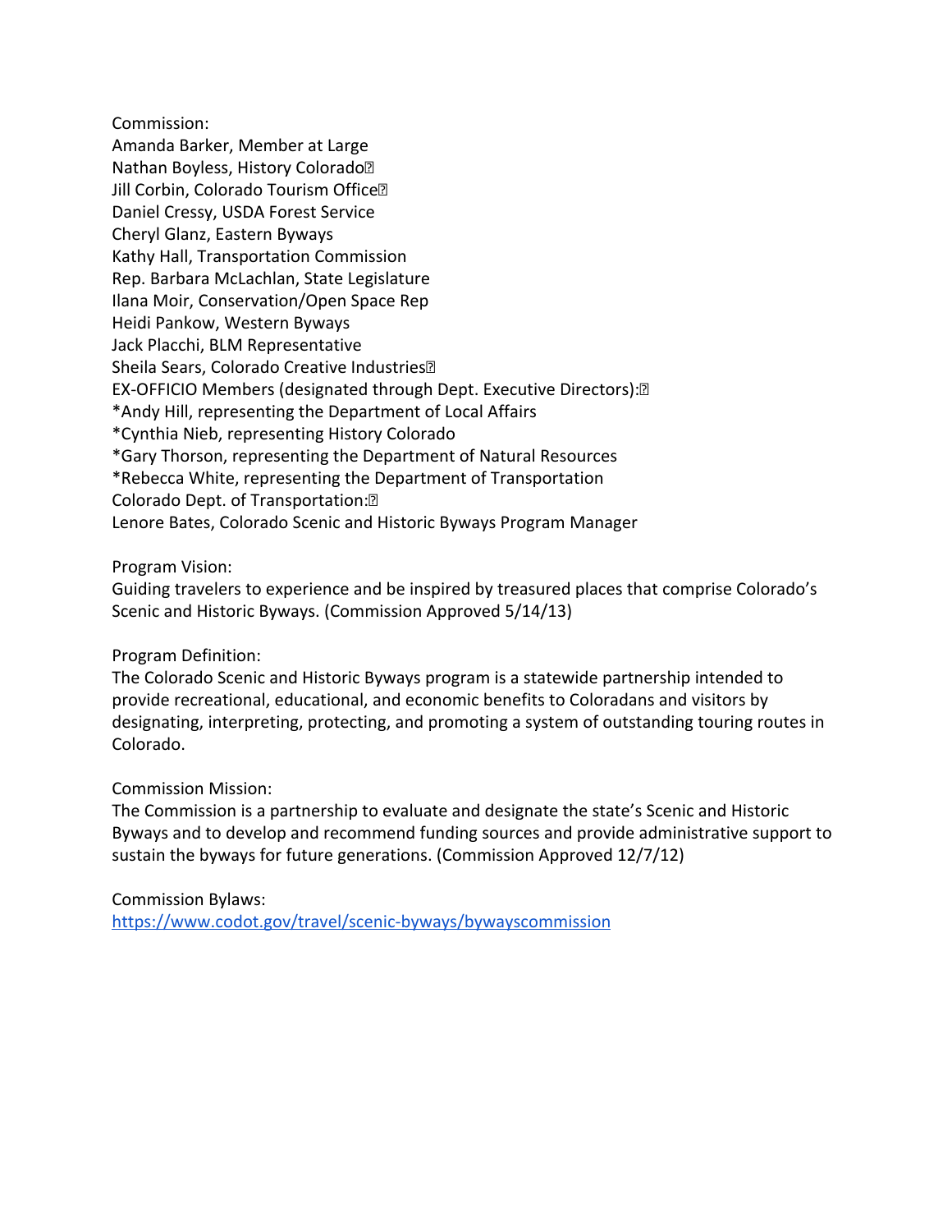Commission:
Amanda Barker, Member at Large
Nathan Boyless, History Colorado
Jill Corbin, Colorado Tourism Office
Daniel Cressy, USDA Forest Service
Cheryl Glanz, Eastern Byways
Kathy Hall, Transportation Commission
Rep. Barbara McLachlan, State Legislature
Ilana Moir, Conservation/Open Space Rep
Heidi Pankow, Western Byways
Jack Placchi, BLM Representative
Sheila Sears, Colorado Creative Industries
EX-OFFICIO Members (designated through Dept. Executive Directors):
*Andy Hill, representing the Department of Local Affairs
*Cynthia Nieb, representing History Colorado
*Gary Thorson, representing the Department of Natural Resources
*Rebecca White, representing the Department of Transportation
Colorado Dept. of Transportation:
Lenore Bates, Colorado Scenic and Historic Byways Program Manager

Program Vision:
Guiding travelers to experience and be inspired by treasured places that comprise Colorado's Scenic and Historic Byways. (Commission Approved 5/14/13)

Program Definition:
The Colorado Scenic and Historic Byways program is a statewide partnership intended to provide recreational, educational, and economic benefits to Coloradans and visitors by designating, interpreting, protecting, and promoting a system of outstanding touring routes in Colorado.

Commission Mission:
The Commission is a partnership to evaluate and designate the state's Scenic and Historic Byways and to develop and recommend funding sources and provide administrative support to sustain the byways for future generations. (Commission Approved 12/7/12)

Commission Bylaws:
https://www.codot.gov/travel/scenic-byways/bywayscommission